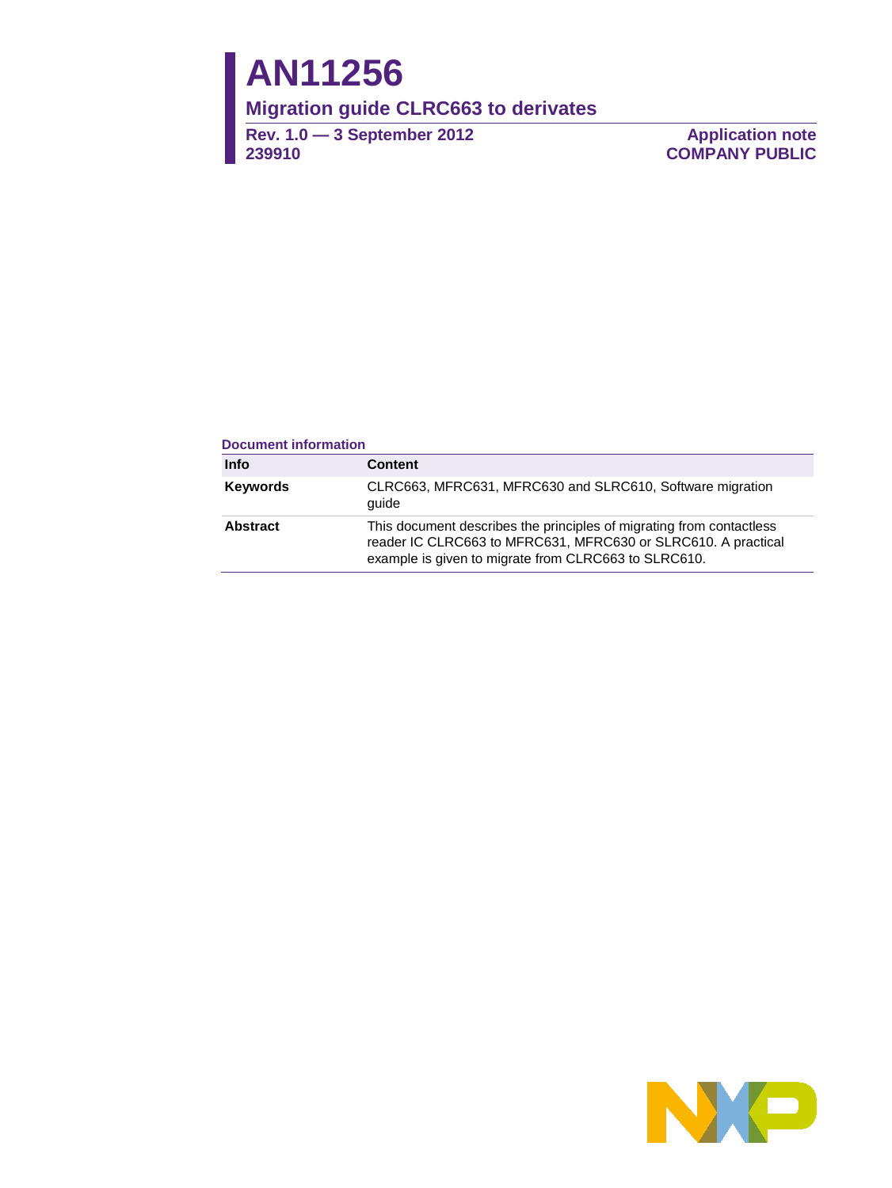# AN11256

## Migration guide CLRC663 to derivates

**Rev. 1.0 — 3 September 2012**
**239910**

**Application note**
**COMPANY PUBLIC**

**Document information**

| Info | Content |
|---|---|
| **Keywords** | CLRC663, MFRC631, MFRC630 and SLRC610, Software migration guide |
| **Abstract** | This document describes the principles of migrating from contactless reader IC CLRC663 to MFRC631, MFRC630 or SLRC610. A practical example is given to migrate from CLRC663 to SLRC610. |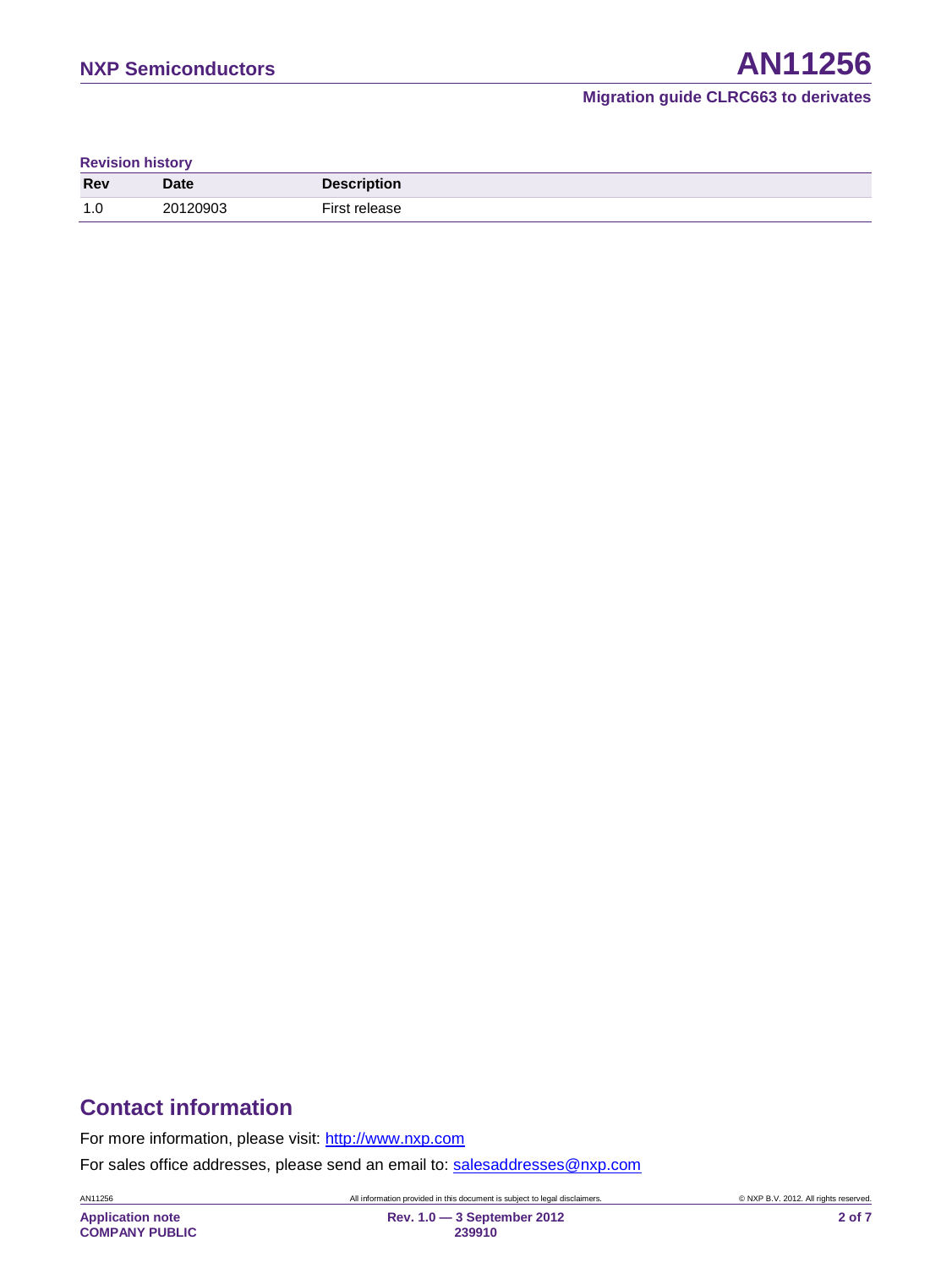**Revision history**

| Rev | Date | Description |
|---|---|---|
| 1.0 | 20120903 | First release |

## Contact information

For more information, please visit: http://www.nxp.com

For sales office addresses, please send an email to: salesaddresses@nxp.com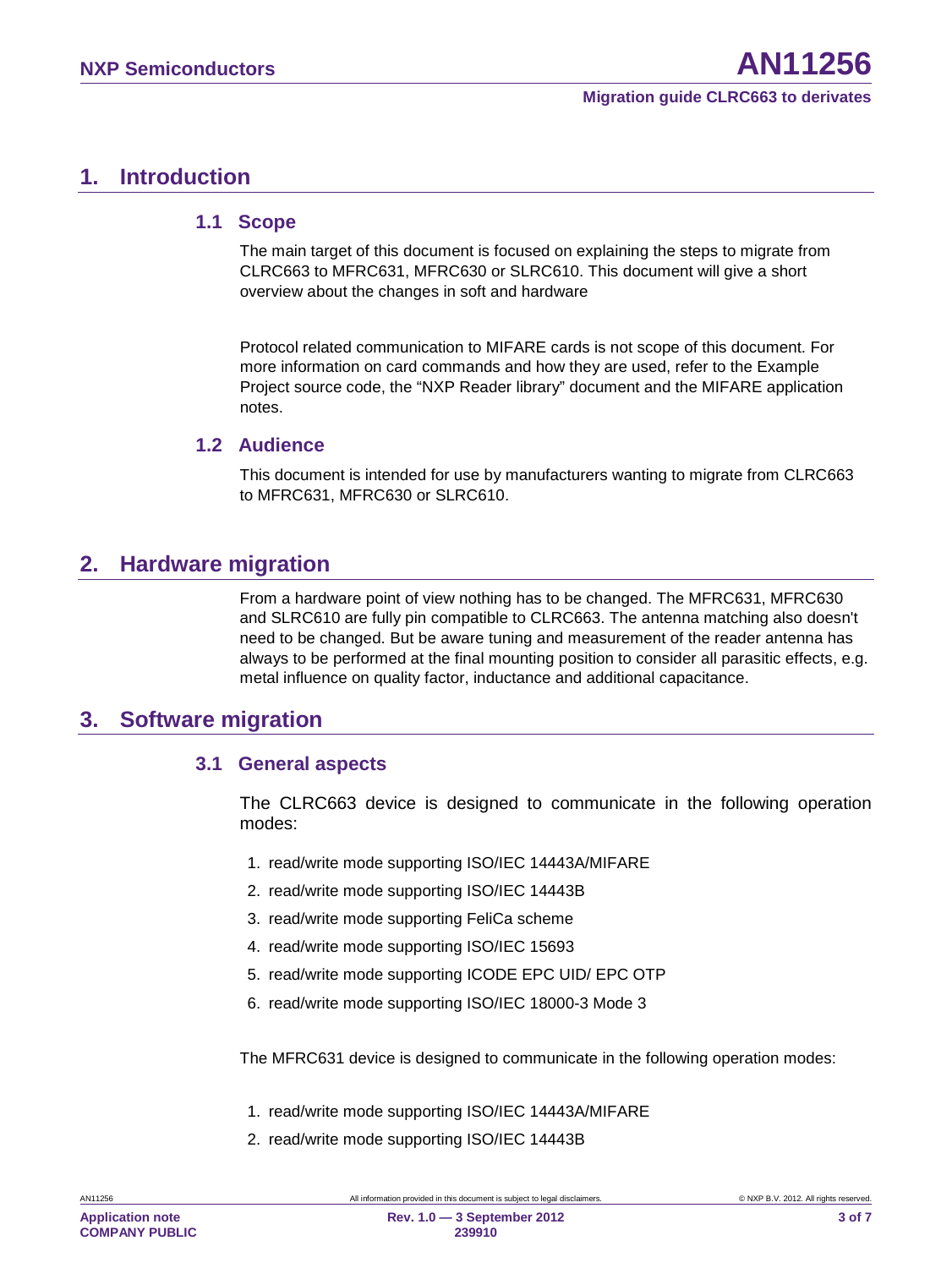# 1. Introduction

## 1.1 Scope

The main target of this document is focused on explaining the steps to migrate from CLRC663 to MFRC631, MFRC630 or SLRC610. This document will give a short overview about the changes in soft and hardware

Protocol related communication to MIFARE cards is not scope of this document. For more information on card commands and how they are used, refer to the Example Project source code, the “NXP Reader library” document and the MIFARE application notes.

## 1.2 Audience

This document is intended for use by manufacturers wanting to migrate from CLRC663 to MFRC631, MFRC630 or SLRC610.

# 2. Hardware migration

From a hardware point of view nothing has to be changed. The MFRC631, MFRC630 and SLRC610 are fully pin compatible to CLRC663. The antenna matching also doesn't need to be changed. But be aware tuning and measurement of the reader antenna has always to be performed at the final mounting position to consider all parasitic effects, e.g. metal influence on quality factor, inductance and additional capacitance.

# 3. Software migration

## 3.1 General aspects

The CLRC663 device is designed to communicate in the following operation modes:

1. read/write mode supporting ISO/IEC 14443A/MIFARE
2. read/write mode supporting ISO/IEC 14443B
3. read/write mode supporting FeliCa scheme
4. read/write mode supporting ISO/IEC 15693
5. read/write mode supporting ICODE EPC UID/ EPC OTP
6. read/write mode supporting ISO/IEC 18000-3 Mode 3

The MFRC631 device is designed to communicate in the following operation modes:

1. read/write mode supporting ISO/IEC 14443A/MIFARE
2. read/write mode supporting ISO/IEC 14443B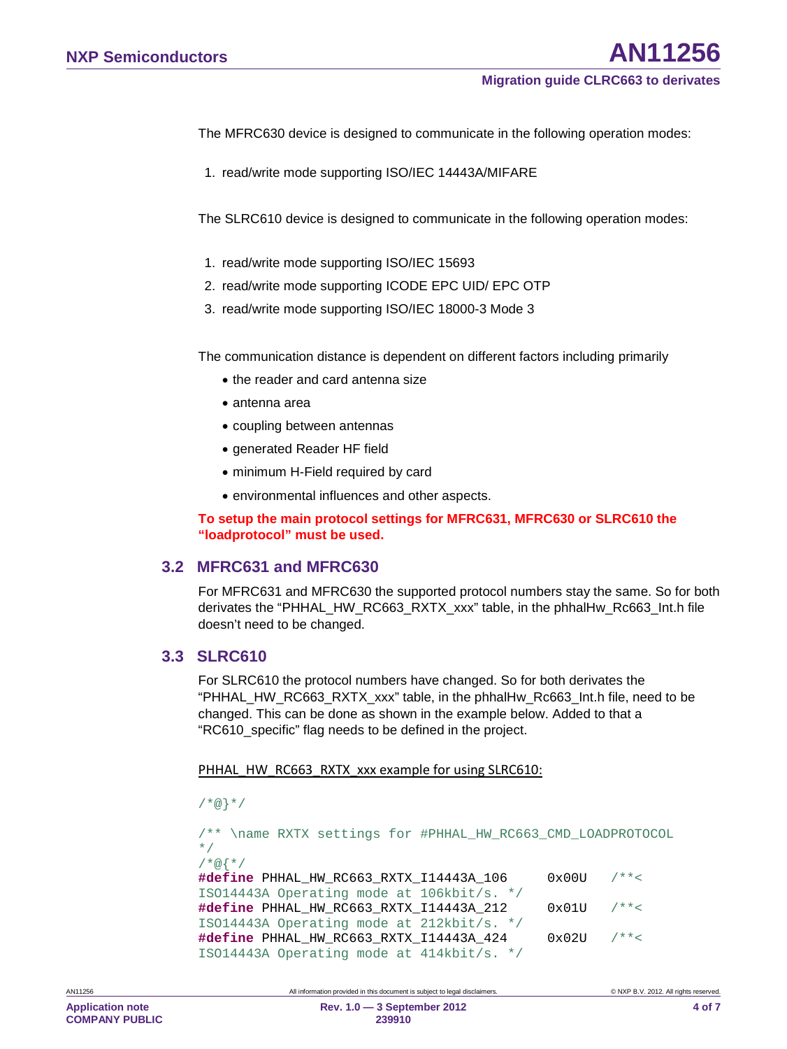The MFRC630 device is designed to communicate in the following operation modes:

1. read/write mode supporting ISO/IEC 14443A/MIFARE

The SLRC610 device is designed to communicate in the following operation modes:

1. read/write mode supporting ISO/IEC 15693
2. read/write mode supporting ICODE EPC UID/ EPC OTP
3. read/write mode supporting ISO/IEC 18000-3 Mode 3

The communication distance is dependent on different factors including primarily

- the reader and card antenna size
- antenna area
- coupling between antennas
- generated Reader HF field
- minimum H-Field required by card
- environmental influences and other aspects.

**To setup the main protocol settings for MFRC631, MFRC630 or SLRC610 the "loadprotocol" must be used.**

## 3.2 MFRC631 and MFRC630

For MFRC631 and MFRC630 the supported protocol numbers stay the same. So for both derivates the "PHHAL_HW_RC663_RXTX_xxx" table, in the phhalHw_Rc663_Int.h file doesn't need to be changed.

## 3.3 SLRC610

For SLRC610 the protocol numbers have changed. So for both derivates the "PHHAL_HW_RC663_RXTX_xxx" table, in the phhalHw_Rc663_Int.h file, need to be changed. This can be done as shown in the example below. Added to that a "RC610_specific" flag needs to be defined in the project.

PHHAL_HW_RC663_RXTX_xxx example for using SLRC610:

```
/*@}*/

/** \name RXTX settings for #PHHAL_HW_RC663_CMD_LOADPROTOCOL
*/
/*@{*/
#define PHHAL_HW_RC663_RXTX_I14443A_106      0x00U   /**<
ISO14443A Operating mode at 106kbit/s. */
#define PHHAL_HW_RC663_RXTX_I14443A_212      0x01U   /**<
ISO14443A Operating mode at 212kbit/s. */
#define PHHAL_HW_RC663_RXTX_I14443A_424      0x02U   /**<
ISO14443A Operating mode at 414kbit/s. */
```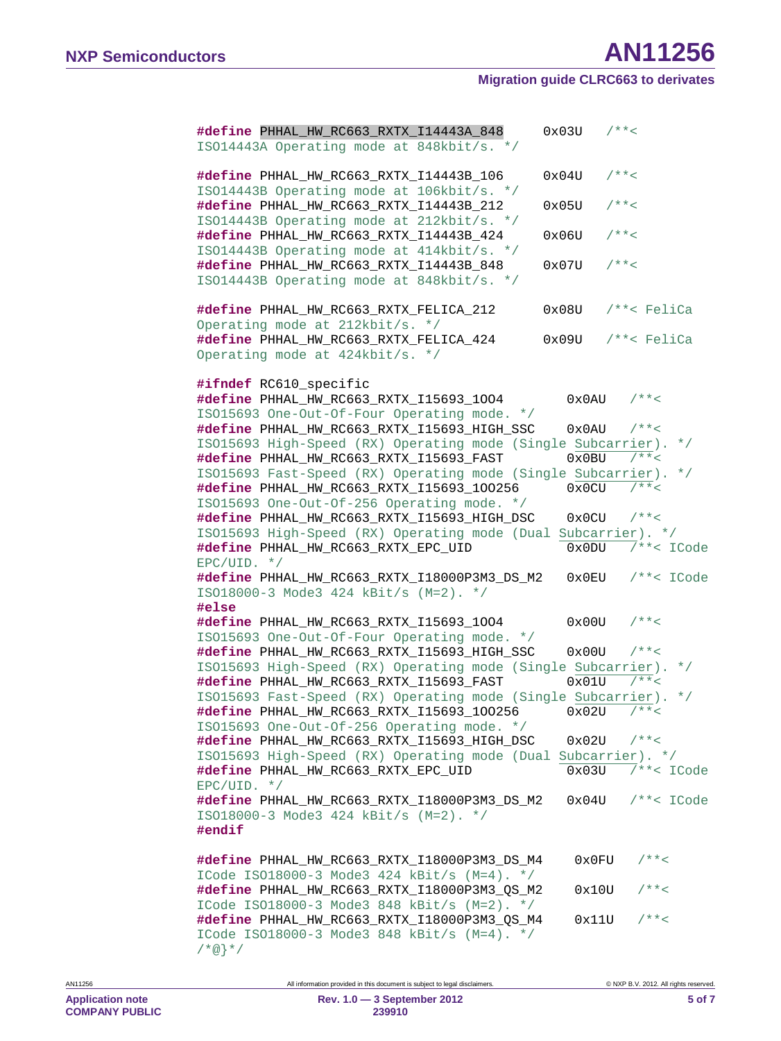```
#define PHHAL_HW_RC663_RXTX_I14443A_848      0x03U    /**<
ISO14443A Operating mode at 848kbit/s. */

#define PHHAL_HW_RC663_RXTX_I14443B_106      0x04U    /**<
ISO14443B Operating mode at 106kbit/s. */
#define PHHAL_HW_RC663_RXTX_I14443B_212      0x05U    /**<
ISO14443B Operating mode at 212kbit/s. */
#define PHHAL_HW_RC663_RXTX_I14443B_424      0x06U    /**<
ISO14443B Operating mode at 414kbit/s. */
#define PHHAL_HW_RC663_RXTX_I14443B_848      0x07U    /**<
ISO14443B Operating mode at 848kbit/s. */

#define PHHAL_HW_RC663_RXTX_FELICA_212       0x08U    /**< FeliCa
Operating mode at 212kbit/s. */
#define PHHAL_HW_RC663_RXTX_FELICA_424       0x09U    /**< FeliCa
Operating mode at 424kbit/s. */

#ifndef RC610_specific
#define PHHAL_HW_RC663_RXTX_I15693_1OO4        0x0AU    /**<
ISO15693 One-Out-Of-Four Operating mode. */
#define PHHAL_HW_RC663_RXTX_I15693_HIGH_SSC    0x0AU    /**<
ISO15693 High-Speed (RX) Operating mode (Single Subcarrier). */
#define PHHAL_HW_RC663_RXTX_I15693_FAST        0x0BU    /**<
ISO15693 Fast-Speed (RX) Operating mode (Single Subcarrier). */
#define PHHAL_HW_RC663_RXTX_I15693_1OO256      0x0CU    /**<
ISO15693 One-Out-Of-256 Operating mode. */
#define PHHAL_HW_RC663_RXTX_I15693_HIGH_DSC    0x0CU    /**<
ISO15693 High-Speed (RX) Operating mode (Dual Subcarrier). */
#define PHHAL_HW_RC663_RXTX_EPC_UID            0x0DU    /**< ICode
EPC/UID. */
#define PHHAL_HW_RC663_RXTX_I18000P3M3_DS_M2   0x0EU    /**< ICode
ISO18000-3 Mode3 424 kBit/s (M=2). */
#else
#define PHHAL_HW_RC663_RXTX_I15693_1OO4        0x00U    /**<
ISO15693 One-Out-Of-Four Operating mode. */
#define PHHAL_HW_RC663_RXTX_I15693_HIGH_SSC    0x00U    /**<
ISO15693 High-Speed (RX) Operating mode (Single Subcarrier). */
#define PHHAL_HW_RC663_RXTX_I15693_FAST        0x01U    /**<
ISO15693 Fast-Speed (RX) Operating mode (Single Subcarrier). */
#define PHHAL_HW_RC663_RXTX_I15693_1OO256      0x02U    /**<
ISO15693 One-Out-Of-256 Operating mode. */
#define PHHAL_HW_RC663_RXTX_I15693_HIGH_DSC    0x02U    /**<
ISO15693 High-Speed (RX) Operating mode (Dual Subcarrier). */
#define PHHAL_HW_RC663_RXTX_EPC_UID            0x03U    /**< ICode
EPC/UID. */
#define PHHAL_HW_RC663_RXTX_I18000P3M3_DS_M2   0x04U    /**< ICode
ISO18000-3 Mode3 424 kBit/s (M=2). */
#endif

#define PHHAL_HW_RC663_RXTX_I18000P3M3_DS_M4    0x0FU    /**<
ICode ISO18000-3 Mode3 424 kBit/s (M=4). */
#define PHHAL_HW_RC663_RXTX_I18000P3M3_QS_M2    0x10U    /**<
ICode ISO18000-3 Mode3 848 kBit/s (M=2). */
#define PHHAL_HW_RC663_RXTX_I18000P3M3_QS_M4    0x11U    /**<
ICode ISO18000-3 Mode3 848 kBit/s (M=4). */
/*@}*/
```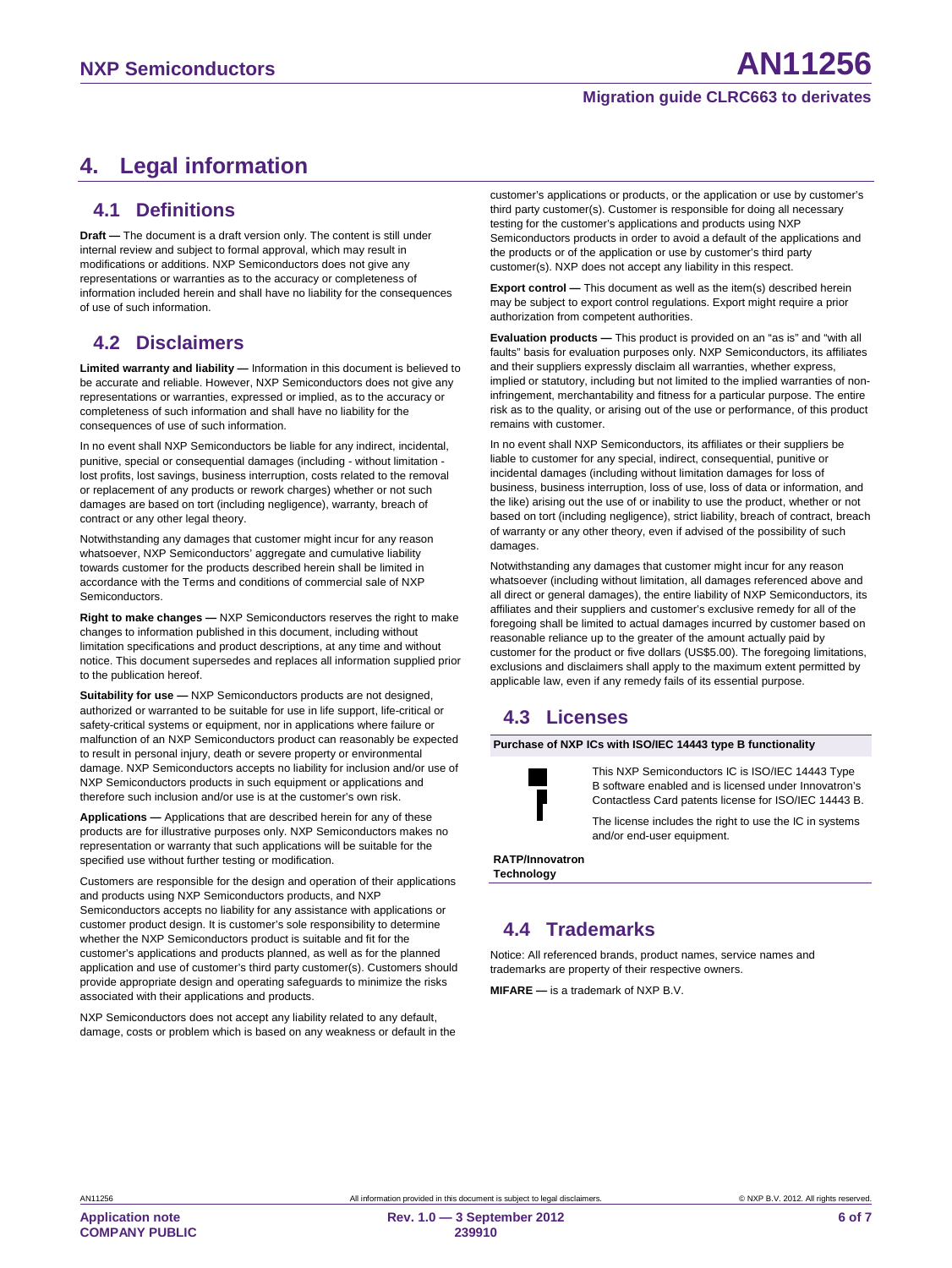# 4. Legal information

## 4.1 Definitions

**Draft —** The document is a draft version only. The content is still under internal review and subject to formal approval, which may result in modifications or additions. NXP Semiconductors does not give any representations or warranties as to the accuracy or completeness of information included herein and shall have no liability for the consequences of use of such information.

## 4.2 Disclaimers

**Limited warranty and liability —** Information in this document is believed to be accurate and reliable. However, NXP Semiconductors does not give any representations or warranties, expressed or implied, as to the accuracy or completeness of such information and shall have no liability for the consequences of use of such information.

In no event shall NXP Semiconductors be liable for any indirect, incidental, punitive, special or consequential damages (including - without limitation - lost profits, lost savings, business interruption, costs related to the removal or replacement of any products or rework charges) whether or not such damages are based on tort (including negligence), warranty, breach of contract or any other legal theory.

Notwithstanding any damages that customer might incur for any reason whatsoever, NXP Semiconductors' aggregate and cumulative liability towards customer for the products described herein shall be limited in accordance with the Terms and conditions of commercial sale of NXP Semiconductors.

**Right to make changes —** NXP Semiconductors reserves the right to make changes to information published in this document, including without limitation specifications and product descriptions, at any time and without notice. This document supersedes and replaces all information supplied prior to the publication hereof.

**Suitability for use —** NXP Semiconductors products are not designed, authorized or warranted to be suitable for use in life support, life-critical or safety-critical systems or equipment, nor in applications where failure or malfunction of an NXP Semiconductors product can reasonably be expected to result in personal injury, death or severe property or environmental damage. NXP Semiconductors accepts no liability for inclusion and/or use of NXP Semiconductors products in such equipment or applications and therefore such inclusion and/or use is at the customer's own risk.

**Applications —** Applications that are described herein for any of these products are for illustrative purposes only. NXP Semiconductors makes no representation or warranty that such applications will be suitable for the specified use without further testing or modification.

Customers are responsible for the design and operation of their applications and products using NXP Semiconductors products, and NXP Semiconductors accepts no liability for any assistance with applications or customer product design. It is customer's sole responsibility to determine whether the NXP Semiconductors product is suitable and fit for the customer's applications and products planned, as well as for the planned application and use of customer's third party customer(s). Customers should provide appropriate design and operating safeguards to minimize the risks associated with their applications and products.

NXP Semiconductors does not accept any liability related to any default, damage, costs or problem which is based on any weakness or default in the customer's applications or products, or the application or use by customer's third party customer(s). Customer is responsible for doing all necessary testing for the customer's applications and products using NXP Semiconductors products in order to avoid a default of the applications and the products or of the application or use by customer's third party customer(s). NXP does not accept any liability in this respect.

**Export control —** This document as well as the item(s) described herein may be subject to export control regulations. Export might require a prior authorization from competent authorities.

**Evaluation products —** This product is provided on an "as is" and "with all faults" basis for evaluation purposes only. NXP Semiconductors, its affiliates and their suppliers expressly disclaim all warranties, whether express, implied or statutory, including but not limited to the implied warranties of non-infringement, merchantability and fitness for a particular purpose. The entire risk as to the quality, or arising out of the use or performance, of this product remains with customer.

In no event shall NXP Semiconductors, its affiliates or their suppliers be liable to customer for any special, indirect, consequential, punitive or incidental damages (including without limitation damages for loss of business, business interruption, loss of use, loss of data or information, and the like) arising out the use of or inability to use the product, whether or not based on tort (including negligence), strict liability, breach of contract, breach of warranty or any other theory, even if advised of the possibility of such damages.

Notwithstanding any damages that customer might incur for any reason whatsoever (including without limitation, all damages referenced above and all direct or general damages), the entire liability of NXP Semiconductors, its affiliates and their suppliers and customer's exclusive remedy for all of the foregoing shall be limited to actual damages incurred by customer based on reasonable reliance up to the greater of the amount actually paid by customer for the product or five dollars (US$5.00). The foregoing limitations, exclusions and disclaimers shall apply to the maximum extent permitted by applicable law, even if any remedy fails of its essential purpose.

## 4.3 Licenses

**Purchase of NXP ICs with ISO/IEC 14443 type B functionality**

This NXP Semiconductors IC is ISO/IEC 14443 Type B software enabled and is licensed under Innovatron's Contactless Card patents license for ISO/IEC 14443 B.

The license includes the right to use the IC in systems and/or end-user equipment.

**RATP/Innovatron Technology**

## 4.4 Trademarks

Notice: All referenced brands, product names, service names and trademarks are property of their respective owners.

**MIFARE —** is a trademark of NXP B.V.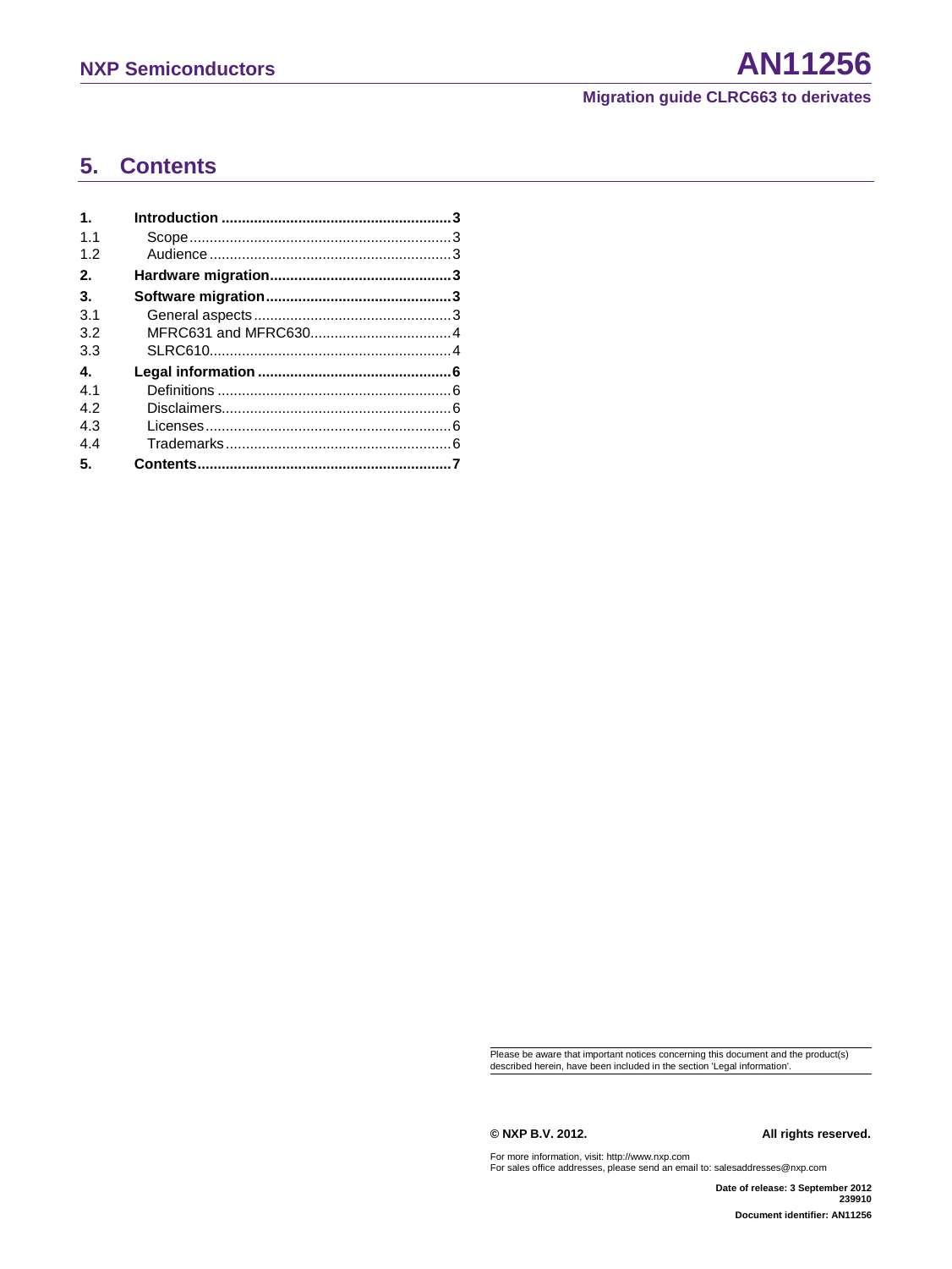## 5. Contents

| | | |
|---|---|---|
| **1.** | **Introduction** | **3** |
| 1.1 | Scope | 3 |
| 1.2 | Audience | 3 |
| **2.** | **Hardware migration** | **3** |
| **3.** | **Software migration** | **3** |
| 3.1 | General aspects | 3 |
| 3.2 | MFRC631 and MFRC630 | 4 |
| 3.3 | SLRC610 | 4 |
| **4.** | **Legal information** | **6** |
| 4.1 | Definitions | 6 |
| 4.2 | Disclaimers | 6 |
| 4.3 | Licenses | 6 |
| 4.4 | Trademarks | 6 |
| **5.** | **Contents** | **7** |

Please be aware that important notices concerning this document and the product(s) described herein, have been included in the section 'Legal information'.

**© NXP B.V. 2012. All rights reserved.**

For more information, visit: http://www.nxp.com
For sales office addresses, please send an email to: salesaddresses@nxp.com

**Date of release: 3 September 2012**
**239910**

**Document identifier: AN11256**